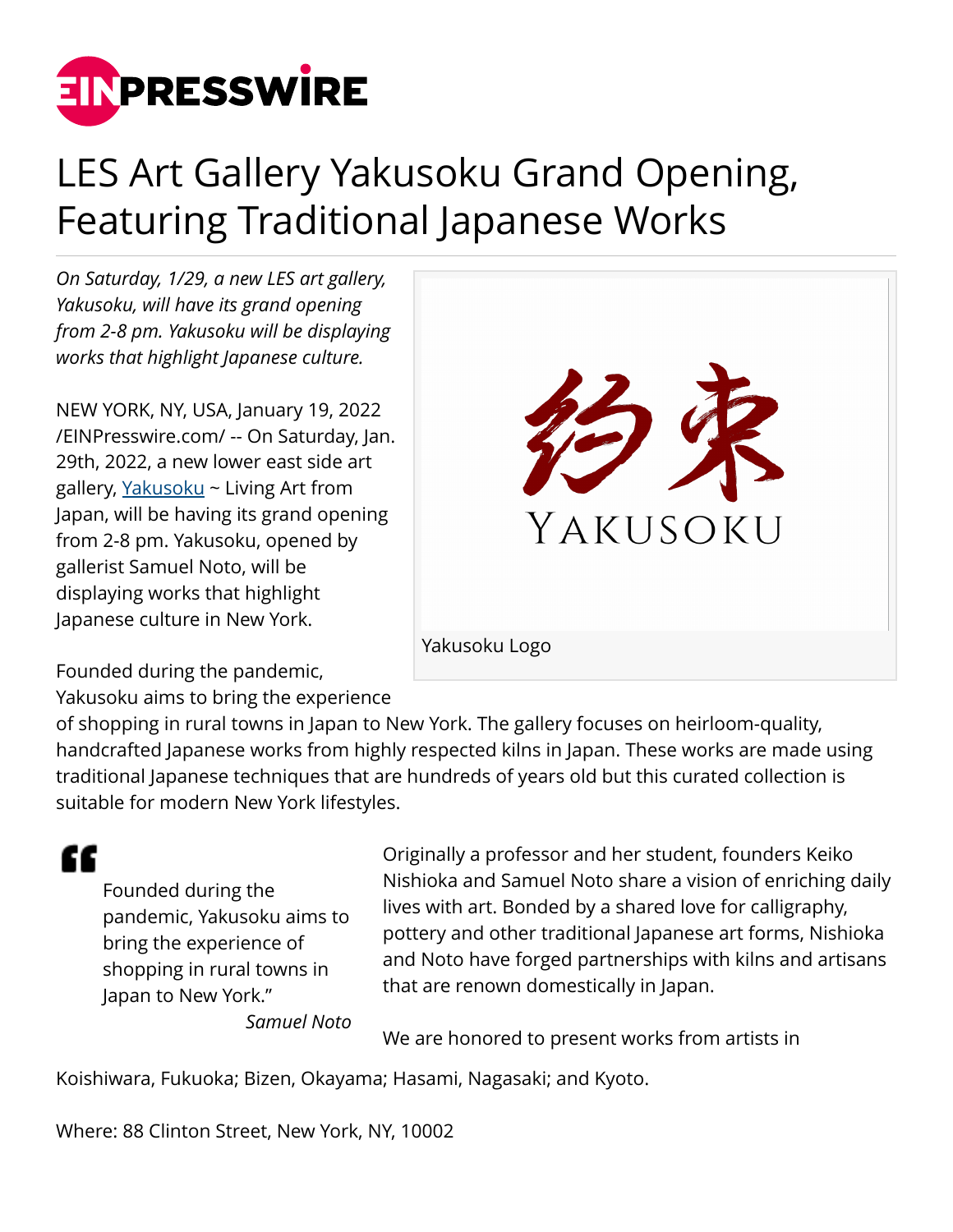# LES Art Gallery Yakusoku Grand Opening, Featuring Traditional Japanese Works

*On Saturday, 1/29, a new LES art gallery, Yakusoku, will have its grand opening from 2-8 pm. Yakusoku will be displaying works that highlight Japanese culture.*

NEW YORK, NY, USA, January 19, 2022 /EINPresswire.com/ -- On Saturday, Jan. 29th, 2022, a new lower east side art gallery, Yakusoku ~ Living Art from Japan, will be having its grand opening from 2-8 pm. Yakusoku, opened by gallerist Samuel Noto, will be displaying works that highlight Japanese culture in New York.

Yakusoku Logo

Founded during the pandemic, Yakusoku aims to bring the experience of shopping in rural towns in Japan to New York. The gallery focuses on heirloom-quality, handcrafted Japanese works from highly respected kilns in Japan. These works are made using traditional Japanese techniques that are hundreds of years old but this curated collection is suitable for modern New York lifestyles.

> Founded during the pandemic, Yakusoku aims to bring the experience of shopping in rural towns in Japan to New York."
>
> *Samuel Noto*

Originally a professor and her student, founders Keiko Nishioka and Samuel Noto share a vision of enriching daily lives with art. Bonded by a shared love for calligraphy, pottery and other traditional Japanese art forms, Nishioka and Noto have forged partnerships with kilns and artisans that are renown domestically in Japan.

We are honored to present works from artists in Koishiwara, Fukuoka; Bizen, Okayama; Hasami, Nagasaki; and Kyoto.

Where: 88 Clinton Street, New York, NY, 10002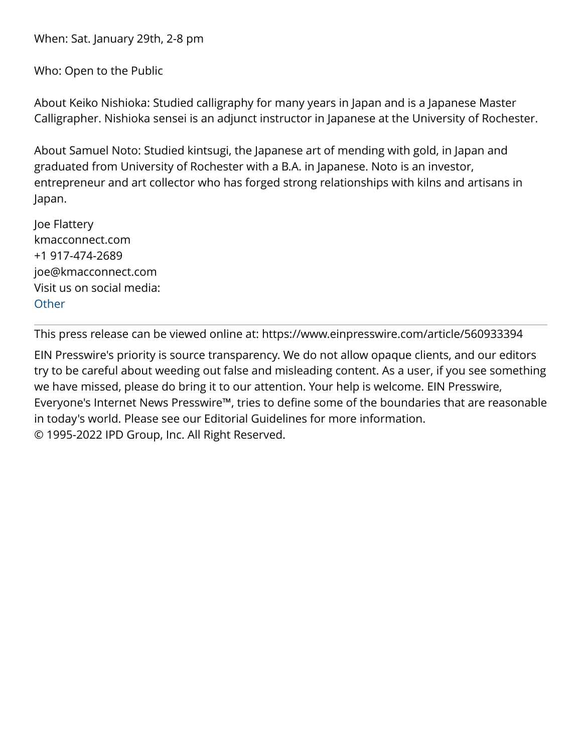When: Sat. January 29th, 2-8 pm

Who: Open to the Public

About Keiko Nishioka: Studied calligraphy for many years in Japan and is a Japanese Master Calligrapher. Nishioka sensei is an adjunct instructor in Japanese at the University of Rochester.

About Samuel Noto: Studied kintsugi, the Japanese art of mending with gold, in Japan and graduated from University of Rochester with a B.A. in Japanese. Noto is an investor, entrepreneur and art collector who has forged strong relationships with kilns and artisans in Japan.

Joe Flattery
kmacconnect.com
+1 917-474-2689
joe@kmacconnect.com
Visit us on social media:
Other

---

This press release can be viewed online at: https://www.einpresswire.com/article/560933394

EIN Presswire's priority is source transparency. We do not allow opaque clients, and our editors try to be careful about weeding out false and misleading content. As a user, if you see something we have missed, please do bring it to our attention. Your help is welcome. EIN Presswire, Everyone's Internet News Presswire™, tries to define some of the boundaries that are reasonable in today's world. Please see our Editorial Guidelines for more information.
© 1995-2022 IPD Group, Inc. All Right Reserved.